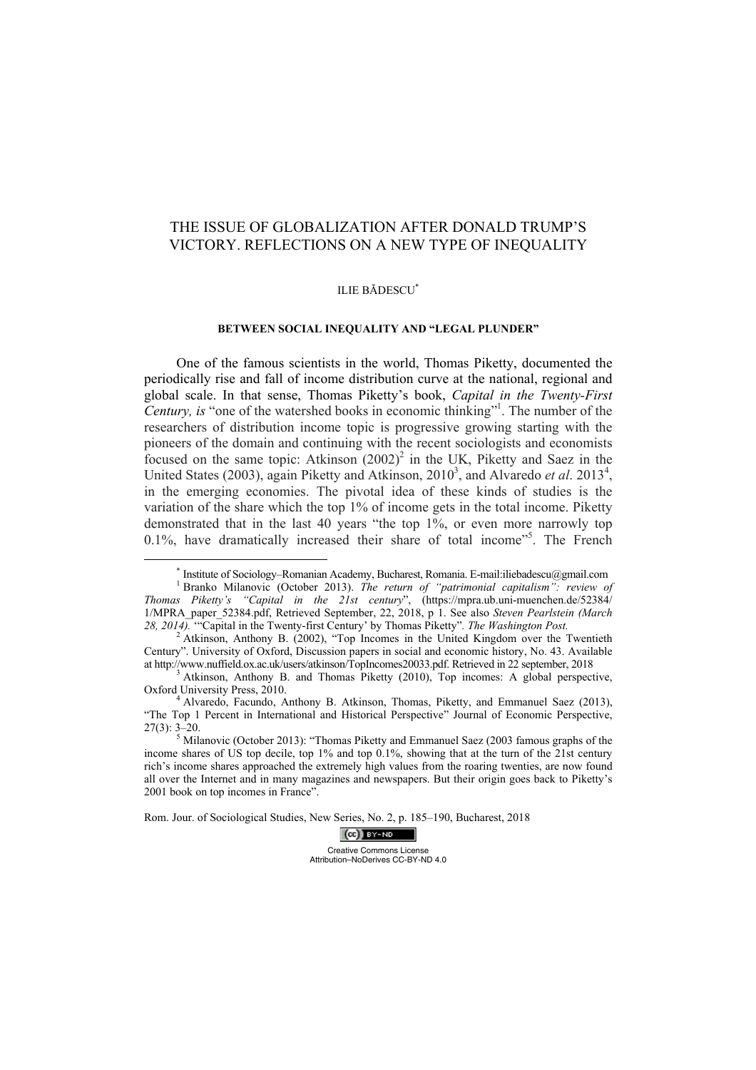# THE ISSUE OF GLOBALIZATION AFTER DONALD TRUMP'S VICTORY. REFLECTIONS ON A NEW TYPE OF INEQUALITY

ILIE BĂDESCU*

## BETWEEN SOCIAL INEQUALITY AND "LEGAL PLUNDER"

One of the famous scientists in the world, Thomas Piketty, documented the periodically rise and fall of income distribution curve at the national, regional and global scale. In that sense, Thomas Piketty's book, *Capital in the Twenty-First Century, is* "one of the watershed books in economic thinking"[1]. The number of the researchers of distribution income topic is progressive growing starting with the pioneers of the domain and continuing with the recent sociologists and economists focused on the same topic: Atkinson (2002)[2] in the UK, Piketty and Saez in the United States (2003), again Piketty and Atkinson, 2010[3], and Alvaredo *et al*. 2013[4], in the emerging economies. The pivotal idea of these kinds of studies is the variation of the share which the top 1% of income gets in the total income. Piketty demonstrated that in the last 40 years "the top 1%, or even more narrowly top 0.1%, have dramatically increased their share of total income"[5]. The French

---

\* Institute of Sociology–Romanian Academy, Bucharest, Romania. E-mail:iliebadescu@gmail.com

[1] Branko Milanovic (October 2013). *The return of "patrimonial capitalism": review of Thomas Piketty's "Capital in the 21st century"*, (https://mpra.ub.uni-muenchen.de/52384/1/MPRA_paper_52384.pdf, Retrieved September, 22, 2018, p 1. See also *Steven Pearlstein (March 28, 2014).* '"Capital in the Twenty-first Century' by Thomas Piketty". *The Washington Post.*

[2] Atkinson, Anthony B. (2002), "Top Incomes in the United Kingdom over the Twentieth Century". University of Oxford, Discussion papers in social and economic history, No. 43. Available at http://www.nuffield.ox.ac.uk/users/atkinson/TopIncomes20033.pdf. Retrieved in 22 september, 2018

[3] Atkinson, Anthony B. and Thomas Piketty (2010), Top incomes: A global perspective, Oxford University Press, 2010.

[4] Alvaredo, Facundo, Anthony B. Atkinson, Thomas, Piketty, and Emmanuel Saez (2013), "The Top 1 Percent in International and Historical Perspective" Journal of Economic Perspective, 27(3): 3–20.

[5] Milanovic (October 2013): "Thomas Piketty and Emmanuel Saez (2003 famous graphs of the income shares of US top decile, top 1% and top 0.1%, showing that at the turn of the 21st century rich's income shares approached the extremely high values from the roaring twenties, are now found all over the Internet and in many magazines and newspapers. But their origin goes back to Piketty's 2001 book on top incomes in France".

Rom. Jour. of Sociological Studies, New Series, No. 2, p. 185–190, Bucharest, 2018

Creative Commons License
Attribution–NoDerives CC-BY-ND 4.0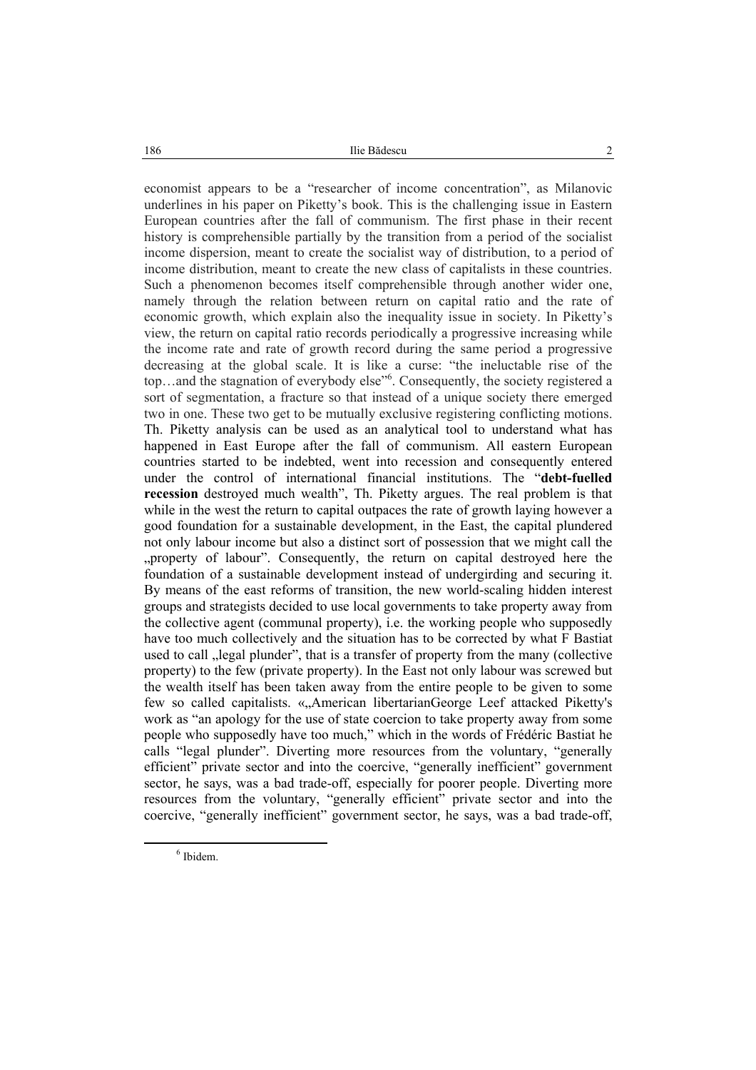economist appears to be a "researcher of income concentration", as Milanovic underlines in his paper on Piketty's book. This is the challenging issue in Eastern European countries after the fall of communism. The first phase in their recent history is comprehensible partially by the transition from a period of the socialist income dispersion, meant to create the socialist way of distribution, to a period of income distribution, meant to create the new class of capitalists in these countries. Such a phenomenon becomes itself comprehensible through another wider one, namely through the relation between return on capital ratio and the rate of economic growth, which explain also the inequality issue in society. In Piketty's view, the return on capital ratio records periodically a progressive increasing while the income rate and rate of growth record during the same period a progressive decreasing at the global scale. It is like a curse: "the ineluctable rise of the top…and the stagnation of everybody else"[6]. Consequently, the society registered a sort of segmentation, a fracture so that instead of a unique society there emerged two in one. These two get to be mutually exclusive registering conflicting motions. Th. Piketty analysis can be used as an analytical tool to understand what has happened in East Europe after the fall of communism. All eastern European countries started to be indebted, went into recession and consequently entered under the control of international financial institutions. The "**debt-fuelled recession** destroyed much wealth", Th. Piketty argues. The real problem is that while in the west the return to capital outpaces the rate of growth laying however a good foundation for a sustainable development, in the East, the capital plundered not only labour income but also a distinct sort of possession that we might call the „property of labour". Consequently, the return on capital destroyed here the foundation of a sustainable development instead of undergirding and securing it. By means of the east reforms of transition, the new world-scaling hidden interest groups and strategists decided to use local governments to take property away from the collective agent (communal property), i.e. the working people who supposedly have too much collectively and the situation has to be corrected by what F Bastiat used to call „legal plunder", that is a transfer of property from the many (collective property) to the few (private property). In the East not only labour was screwed but the wealth itself has been taken away from the entire people to be given to some few so called capitalists. «„American libertarianGeorge Leef attacked Piketty's work as "an apology for the use of state coercion to take property away from some people who supposedly have too much," which in the words of Frédéric Bastiat he calls "legal plunder". Diverting more resources from the voluntary, "generally efficient" private sector and into the coercive, "generally inefficient" government sector, he says, was a bad trade-off, especially for poorer people. Diverting more resources from the voluntary, "generally efficient" private sector and into the coercive, "generally inefficient" government sector, he says, was a bad trade-off,

[6] Ibidem.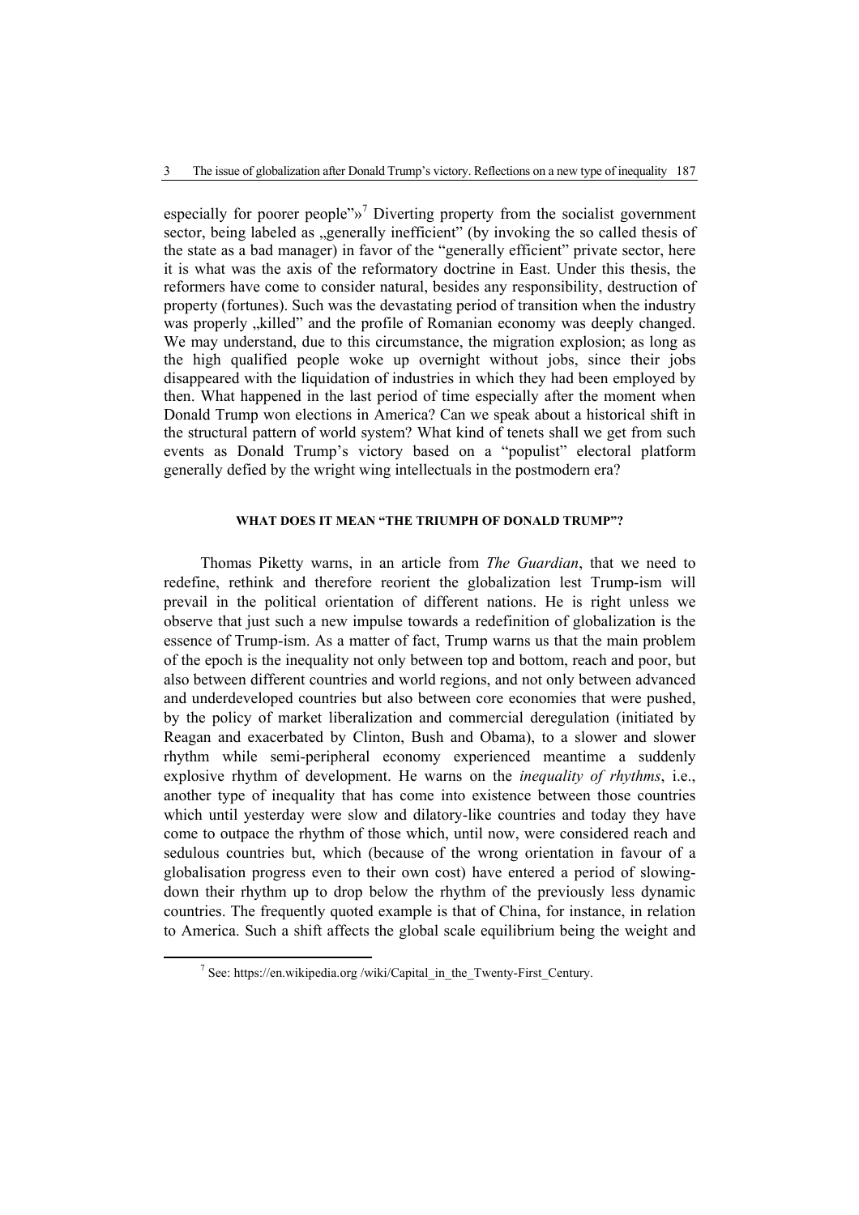especially for poorer people"»[7] Diverting property from the socialist government sector, being labeled as „generally inefficient" (by invoking the so called thesis of the state as a bad manager) in favor of the "generally efficient" private sector, here it is what was the axis of the reformatory doctrine in East. Under this thesis, the reformers have come to consider natural, besides any responsibility, destruction of property (fortunes). Such was the devastating period of transition when the industry was properly „killed" and the profile of Romanian economy was deeply changed. We may understand, due to this circumstance, the migration explosion; as long as the high qualified people woke up overnight without jobs, since their jobs disappeared with the liquidation of industries in which they had been employed by then. What happened in the last period of time especially after the moment when Donald Trump won elections in America? Can we speak about a historical shift in the structural pattern of world system? What kind of tenets shall we get from such events as Donald Trump's victory based on a "populist" electoral platform generally defied by the wright wing intellectuals in the postmodern era?

#### WHAT DOES IT MEAN "THE TRIUMPH OF DONALD TRUMP"?

Thomas Piketty warns, in an article from *The Guardian*, that we need to redefine, rethink and therefore reorient the globalization lest Trump-ism will prevail in the political orientation of different nations. He is right unless we observe that just such a new impulse towards a redefinition of globalization is the essence of Trump-ism. As a matter of fact, Trump warns us that the main problem of the epoch is the inequality not only between top and bottom, reach and poor, but also between different countries and world regions, and not only between advanced and underdeveloped countries but also between core economies that were pushed, by the policy of market liberalization and commercial deregulation (initiated by Reagan and exacerbated by Clinton, Bush and Obama), to a slower and slower rhythm while semi-peripheral economy experienced meantime a suddenly explosive rhythm of development. He warns on the *inequality of rhythms*, i.e., another type of inequality that has come into existence between those countries which until yesterday were slow and dilatory-like countries and today they have come to outpace the rhythm of those which, until now, were considered reach and sedulous countries but, which (because of the wrong orientation in favour of a globalisation progress even to their own cost) have entered a period of slowing-down their rhythm up to drop below the rhythm of the previously less dynamic countries. The frequently quoted example is that of China, for instance, in relation to America. Such a shift affects the global scale equilibrium being the weight and

[7] See: https://en.wikipedia.org /wiki/Capital_in_the_Twenty-First_Century.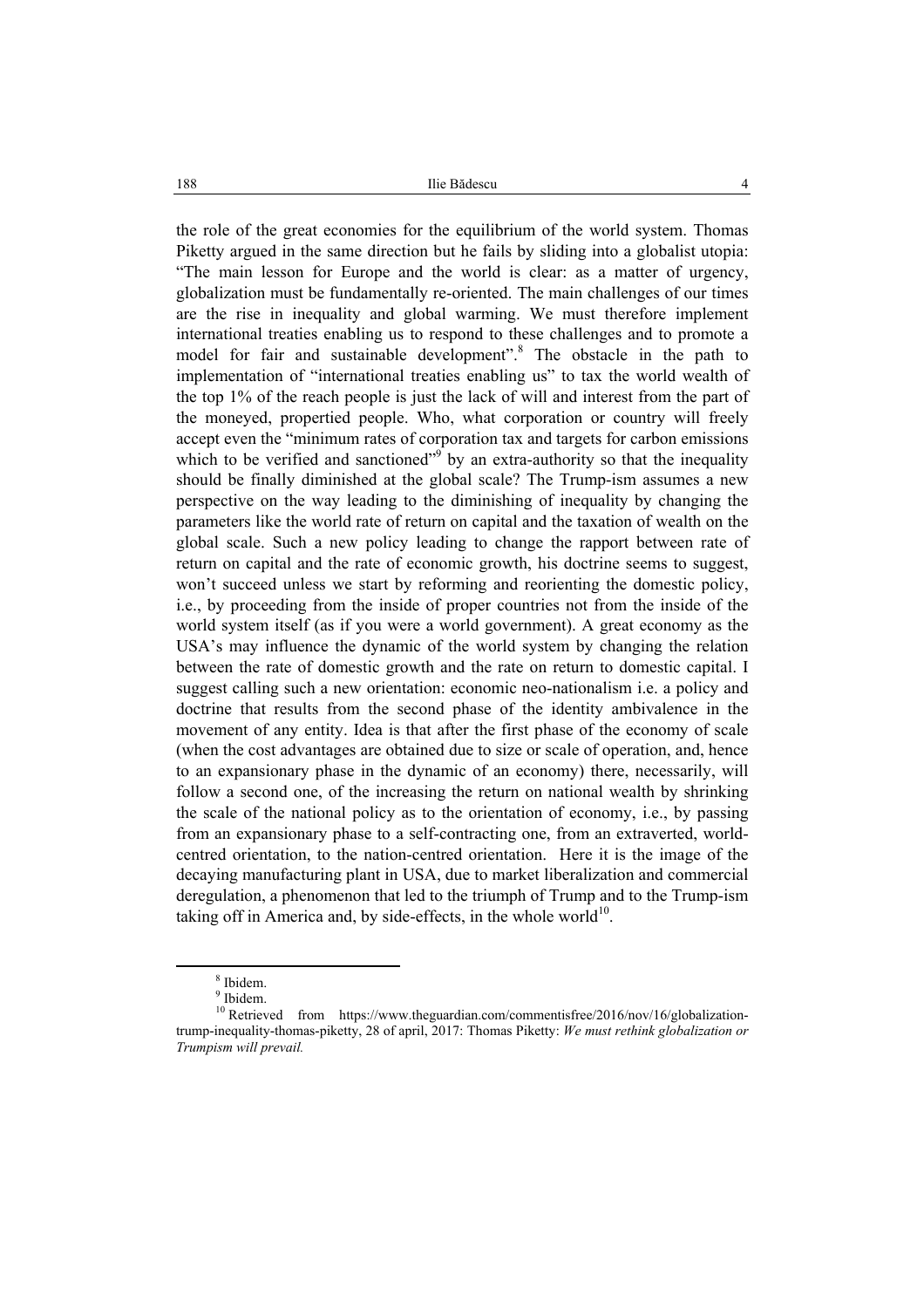the role of the great economies for the equilibrium of the world system. Thomas Piketty argued in the same direction but he fails by sliding into a globalist utopia: "The main lesson for Europe and the world is clear: as a matter of urgency, globalization must be fundamentally re-oriented. The main challenges of our times are the rise in inequality and global warming. We must therefore implement international treaties enabling us to respond to these challenges and to promote a model for fair and sustainable development".[8] The obstacle in the path to implementation of "international treaties enabling us" to tax the world wealth of the top 1% of the reach people is just the lack of will and interest from the part of the moneyed, propertied people. Who, what corporation or country will freely accept even the "minimum rates of corporation tax and targets for carbon emissions which to be verified and sanctioned"[9] by an extra-authority so that the inequality should be finally diminished at the global scale? The Trump-ism assumes a new perspective on the way leading to the diminishing of inequality by changing the parameters like the world rate of return on capital and the taxation of wealth on the global scale. Such a new policy leading to change the rapport between rate of return on capital and the rate of economic growth, his doctrine seems to suggest, won't succeed unless we start by reforming and reorienting the domestic policy, i.e., by proceeding from the inside of proper countries not from the inside of the world system itself (as if you were a world government). A great economy as the USA's may influence the dynamic of the world system by changing the relation between the rate of domestic growth and the rate on return to domestic capital. I suggest calling such a new orientation: economic neo-nationalism i.e. a policy and doctrine that results from the second phase of the identity ambivalence in the movement of any entity. Idea is that after the first phase of the economy of scale (when the cost advantages are obtained due to size or scale of operation, and, hence to an expansionary phase in the dynamic of an economy) there, necessarily, will follow a second one, of the increasing the return on national wealth by shrinking the scale of the national policy as to the orientation of economy, i.e., by passing from an expansionary phase to a self-contracting one, from an extraverted, world-centred orientation, to the nation-centred orientation. Here it is the image of the decaying manufacturing plant in USA, due to market liberalization and commercial deregulation, a phenomenon that led to the triumph of Trump and to the Trump-ism taking off in America and, by side-effects, in the whole world[10].

---

[8] Ibidem.

[9] Ibidem.

[10] Retrieved from https://www.theguardian.com/commentisfree/2016/nov/16/globalization-trump-inequality-thomas-piketty, 28 of april, 2017: Thomas Piketty: *We must rethink globalization or Trumpism will prevail.*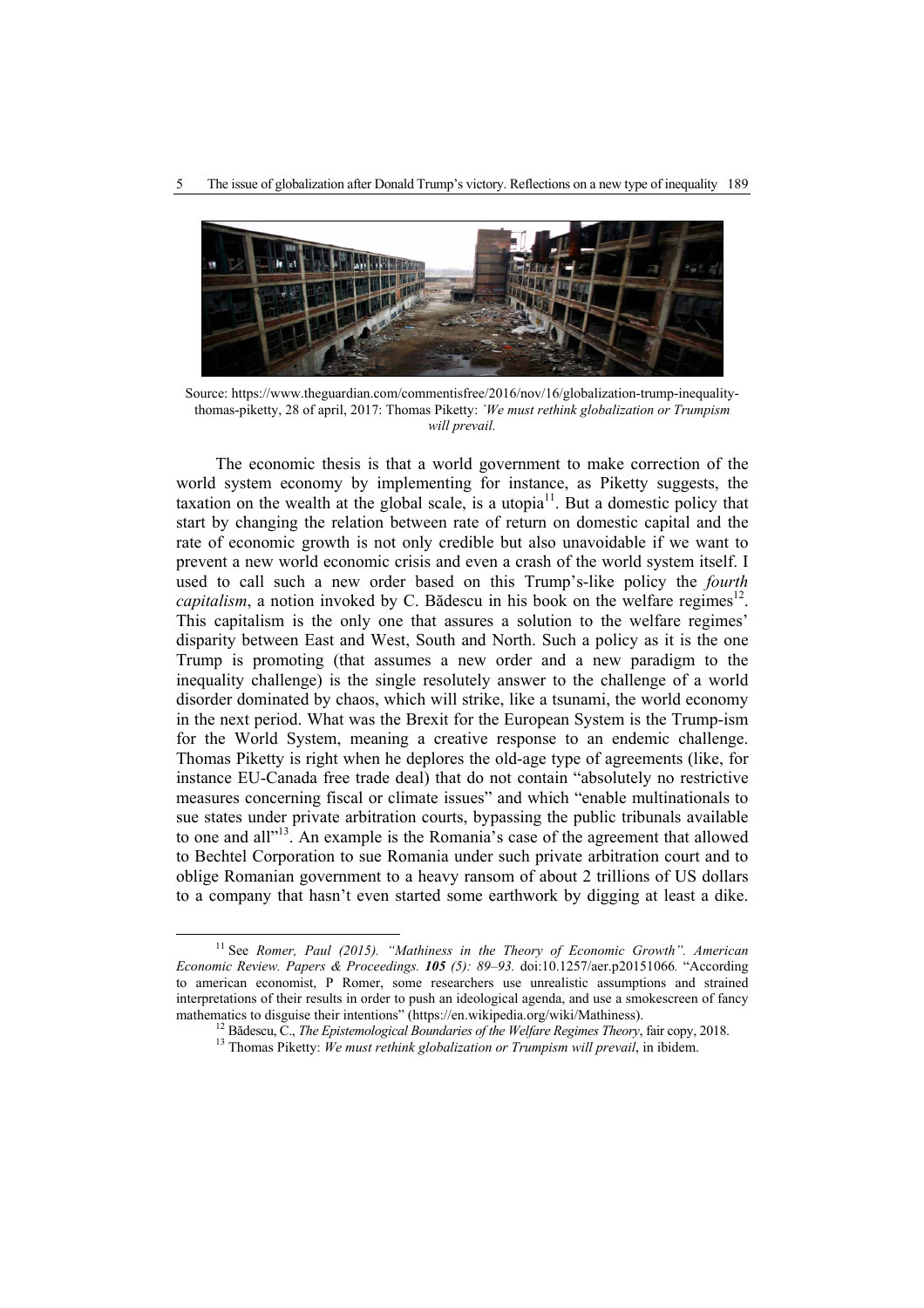Source: https://www.theguardian.com/commentisfree/2016/nov/16/globalization-trump-inequality-thomas-piketty, 28 of april, 2017: Thomas Piketty: `*We must rethink globalization or Trumpism will prevail.*

The economic thesis is that a world government to make correction of the world system economy by implementing for instance, as Piketty suggests, the taxation on the wealth at the global scale, is a utopia[11]. But a domestic policy that start by changing the relation between rate of return on domestic capital and the rate of economic growth is not only credible but also unavoidable if we want to prevent a new world economic crisis and even a crash of the world system itself. I used to call such a new order based on this Trump's-like policy the *fourth capitalism*, a notion invoked by C. Bădescu in his book on the welfare regimes[12]. This capitalism is the only one that assures a solution to the welfare regimes' disparity between East and West, South and North. Such a policy as it is the one Trump is promoting (that assumes a new order and a new paradigm to the inequality challenge) is the single resolutely answer to the challenge of a world disorder dominated by chaos, which will strike, like a tsunami, the world economy in the next period. What was the Brexit for the European System is the Trump-ism for the World System, meaning a creative response to an endemic challenge. Thomas Piketty is right when he deplores the old-age type of agreements (like, for instance EU-Canada free trade deal) that do not contain "absolutely no restrictive measures concerning fiscal or climate issues" and which "enable multinationals to sue states under private arbitration courts, bypassing the public tribunals available to one and all"[13]. An example is the Romania's case of the agreement that allowed to Bechtel Corporation to sue Romania under such private arbitration court and to oblige Romanian government to a heavy ransom of about 2 trillions of US dollars to a company that hasn't even started some earthwork by digging at least a dike.

---

[11] See *Romer, Paul (2015). "Mathiness in the Theory of Economic Growth". American Economic Review. Papers & Proceedings.* ***105*** *(5): 89–93.* doi:10.1257/aer.p20151066*.* "According to american economist, P Romer, some researchers use unrealistic assumptions and strained interpretations of their results in order to push an ideological agenda, and use a smokescreen of fancy mathematics to disguise their intentions" (https://en.wikipedia.org/wiki/Mathiness).

[12] Bădescu, C., *The Epistemological Boundaries of the Welfare Regimes Theory*, fair copy, 2018.

[13] Thomas Piketty: *We must rethink globalization or Trumpism will prevail*, in ibidem.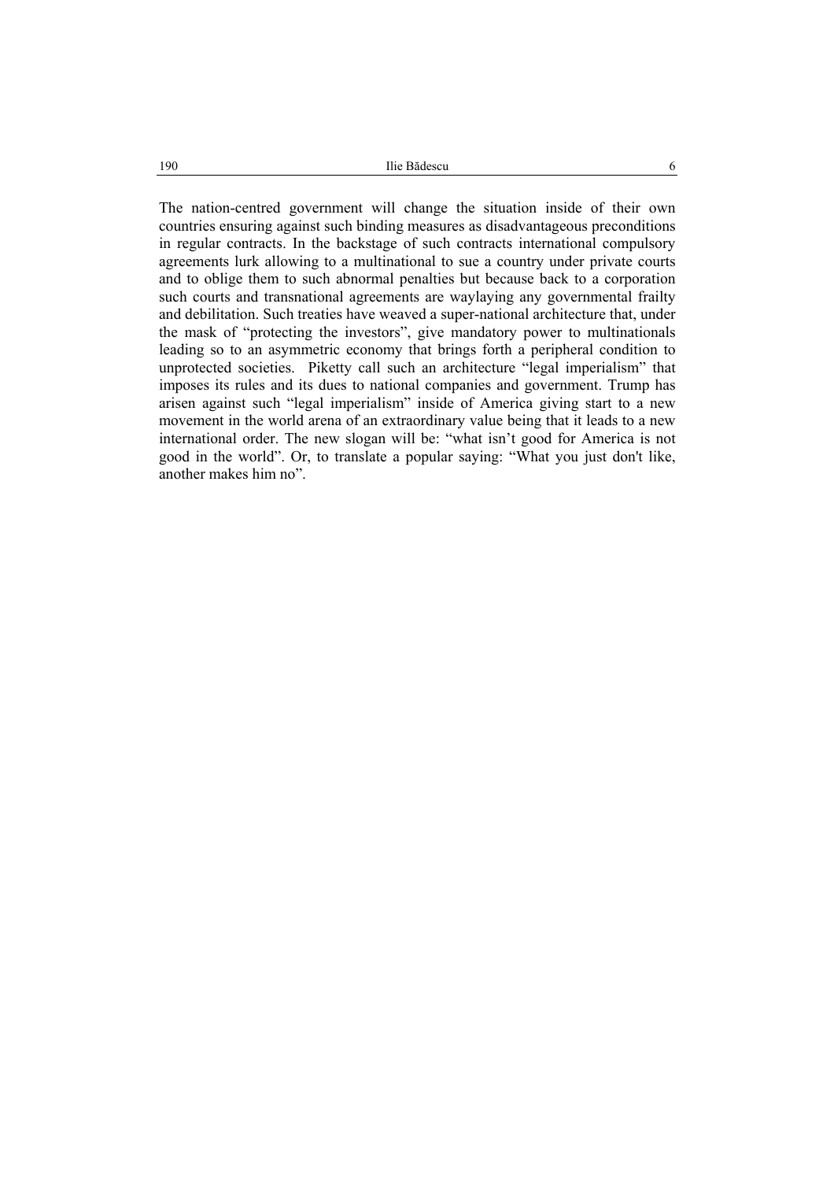The nation-centred government will change the situation inside of their own countries ensuring against such binding measures as disadvantageous preconditions in regular contracts. In the backstage of such contracts international compulsory agreements lurk allowing to a multinational to sue a country under private courts and to oblige them to such abnormal penalties but because back to a corporation such courts and transnational agreements are waylaying any governmental frailty and debilitation. Such treaties have weaved a super-national architecture that, under the mask of "protecting the investors", give mandatory power to multinationals leading so to an asymmetric economy that brings forth a peripheral condition to unprotected societies. Piketty call such an architecture "legal imperialism" that imposes its rules and its dues to national companies and government. Trump has arisen against such "legal imperialism" inside of America giving start to a new movement in the world arena of an extraordinary value being that it leads to a new international order. The new slogan will be: "what isn't good for America is not good in the world". Or, to translate a popular saying: "What you just don't like, another makes him no".